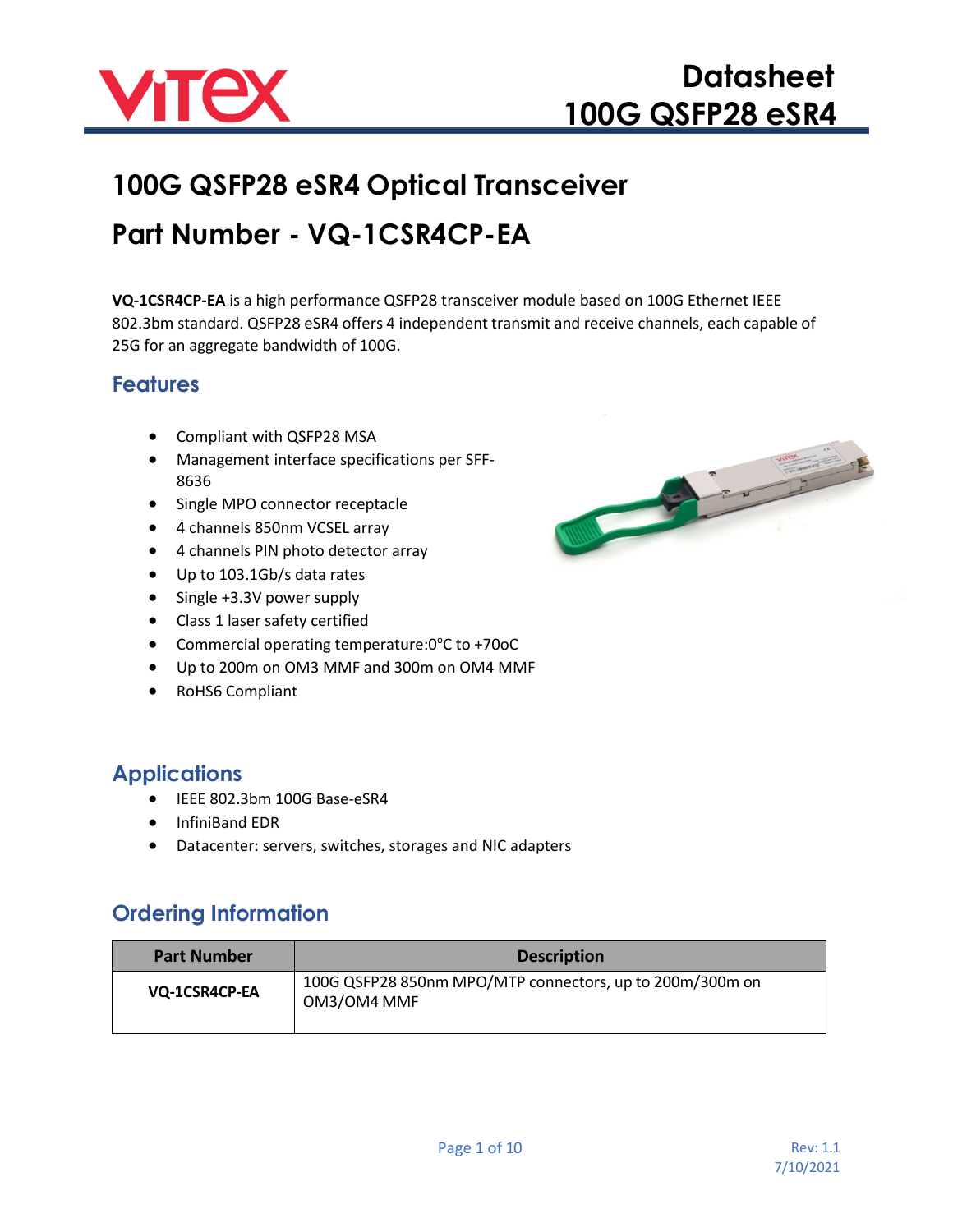# Datasheet 100G QSFP28 eSR4

## 100G QSFP28 eSR4 Optical Transceiver

## Part Number - VQ-1CSR4CP-EA

**VQ-1CSR4CP-EA** is a high performance QSFP28 transceiver module based on 100G Ethernet IEEE 802.3bm standard. QSFP28 eSR4 offers 4 independent transmit and receive channels, each capable of 25G for an aggregate bandwidth of 100G.

### Features

- Compliant with QSFP28 MSA
- Management interface specifications per SFF-8636
- Single MPO connector receptacle
- 4 channels 850nm VCSEL array
- 4 channels PIN photo detector array
- Up to 103.1Gb/s data rates
- Single +3.3V power supply
- Class 1 laser safety certified
- Commercial operating temperature:0°C to +70oC
- Up to 200m on OM3 MMF and 300m on OM4 MMF
- RoHS6 Compliant

### Applications

- IEEE 802.3bm 100G Base-eSR4
- InfiniBand EDR
- Datacenter: servers, switches, storages and NIC adapters

### Ordering Information

| Part Number | Description |
|---|---|
| **VQ-1CSR4CP-EA** | 100G QSFP28 850nm MPO/MTP connectors, up to 200m/300m on OM3/OM4 MMF |

Rev: 1.1
7/10/2021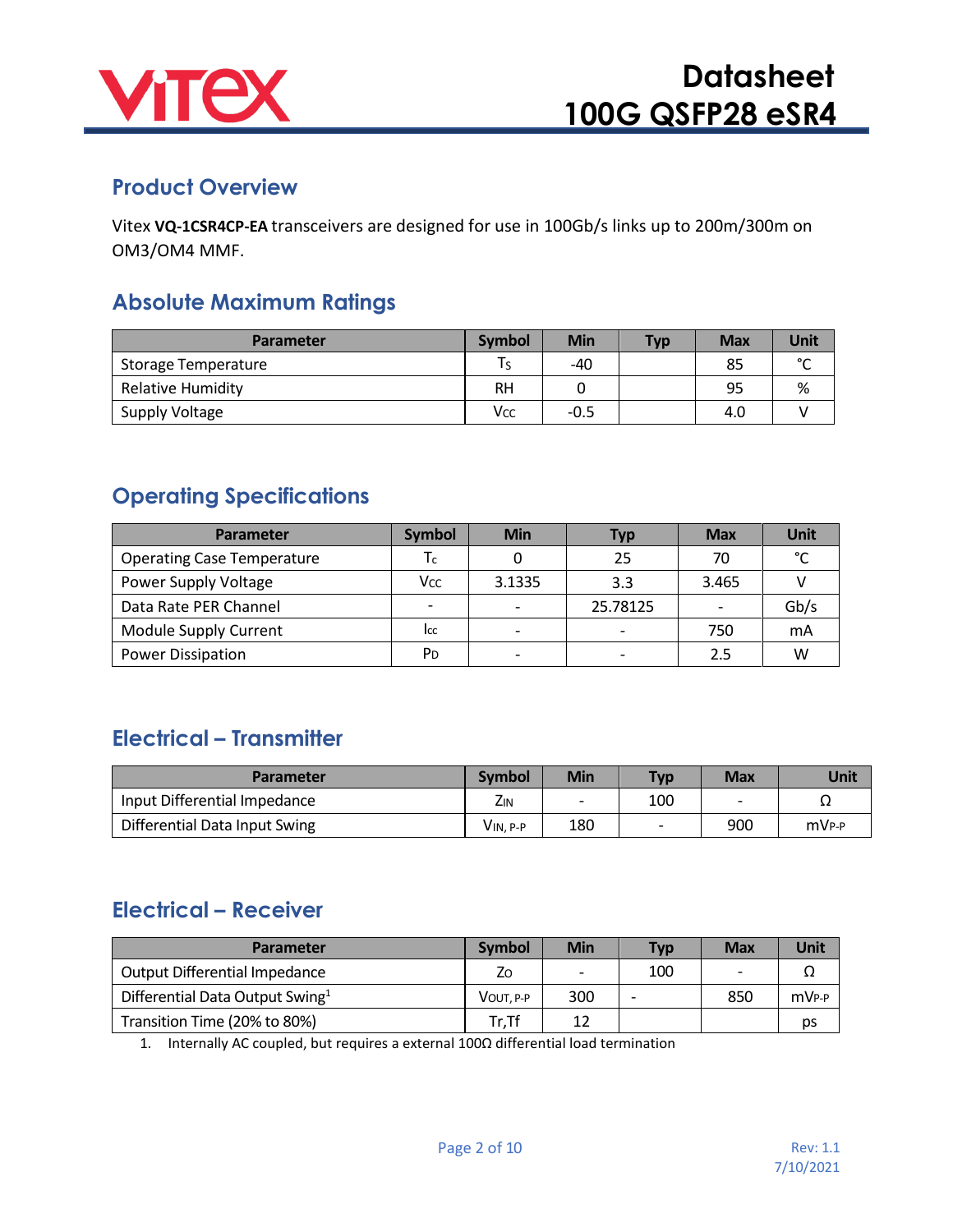## Product Overview

Vitex **VQ-1CSR4CP-EA** transceivers are designed for use in 100Gb/s links up to 200m/300m on OM3/OM4 MMF.

## Absolute Maximum Ratings

| Parameter | Symbol | Min | Typ | Max | Unit |
|---|---|---|---|---|---|
| Storage Temperature | $T_S$ | -40 | | 85 | °C |
| Relative Humidity | RH | 0 | | 95 | % |
| Supply Voltage | $V_{CC}$ | -0.5 | | 4.0 | V |

## Operating Specifications

| Parameter | Symbol | Min | Typ | Max | Unit |
|---|---|---|---|---|---|
| Operating Case Temperature | $T_c$ | 0 | 25 | 70 | °C |
| Power Supply Voltage | $V_{CC}$ | 3.1335 | 3.3 | 3.465 | V |
| Data Rate PER Channel | - | - | 25.78125 | - | Gb/s |
| Module Supply Current | $I_{CC}$ | - | - | 750 | mA |
| Power Dissipation | $P_D$ | - | - | 2.5 | W |

## Electrical – Transmitter

| Parameter | Symbol | Min | Typ | Max | Unit |
|---|---|---|---|---|---|
| Input Differential Impedance | $Z_{IN}$ | - | 100 | - | Ω |
| Differential Data Input Swing | $V_{IN, P-P}$ | 180 | - | 900 | $mV_{P-P}$ |

## Electrical – Receiver

| Parameter | Symbol | Min | Typ | Max | Unit |
|---|---|---|---|---|---|
| Output Differential Impedance | $Z_O$ | - | 100 | - | Ω |
| Differential Data Output Swing[1] | $V_{OUT, P-P}$ | 300 | - | 850 | $mV_{P-P}$ |
| Transition Time (20% to 80%) | Tr,Tf | 12 | | | ps |

1. Internally AC coupled, but requires a external 100Ω differential load termination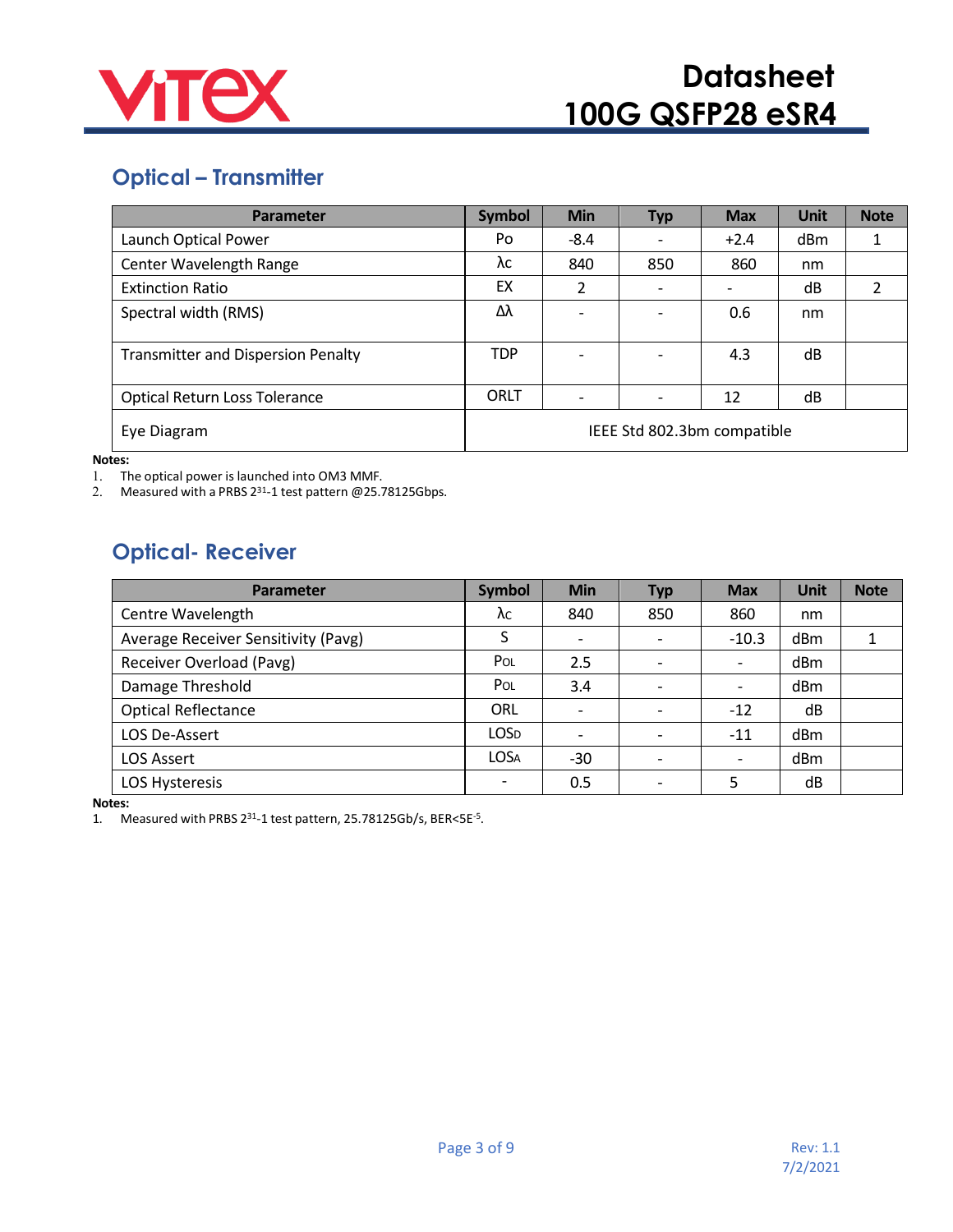## Optical – Transmitter

| Parameter | Symbol | Min | Typ | Max | Unit | Note |
|---|---|---|---|---|---|---|
| Launch Optical Power | Po | -8.4 | - | +2.4 | dBm | 1 |
| Center Wavelength Range | λc | 840 | 850 | 860 | nm | |
| Extinction Ratio | EX | 2 | - | - | dB | 2 |
| Spectral width (RMS) | Δλ | - | - | 0.6 | nm | |
| Transmitter and Dispersion Penalty | TDP | - | - | 4.3 | dB | |
| Optical Return Loss Tolerance | ORLT | - | - | 12 | dB | |
| Eye Diagram | IEEE Std 802.3bm compatible | | | | | |

**Notes:**

1. The optical power is launched into OM3 MMF.
2. Measured with a PRBS $2^{31}$-1 test pattern @25.78125Gbps.

## Optical- Receiver

| Parameter | Symbol | Min | Typ | Max | Unit | Note |
|---|---|---|---|---|---|---|
| Centre Wavelength | λc | 840 | 850 | 860 | nm | |
| Average Receiver Sensitivity (Pavg) | S | - | - | -10.3 | dBm | 1 |
| Receiver Overload (Pavg) | $P_{OL}$ | 2.5 | - | - | dBm | |
| Damage Threshold | $P_{OL}$ | 3.4 | - | - | dBm | |
| Optical Reflectance | ORL | - | - | -12 | dB | |
| LOS De-Assert | $LOS_D$ | - | - | -11 | dBm | |
| LOS Assert | $LOS_A$ | -30 | - | - | dBm | |
| LOS Hysteresis | - | 0.5 | - | 5 | dB | |

**Notes:**

1. Measured with PRBS $2^{31}$-1 test pattern, 25.78125Gb/s, BER<$5E^{-5}$.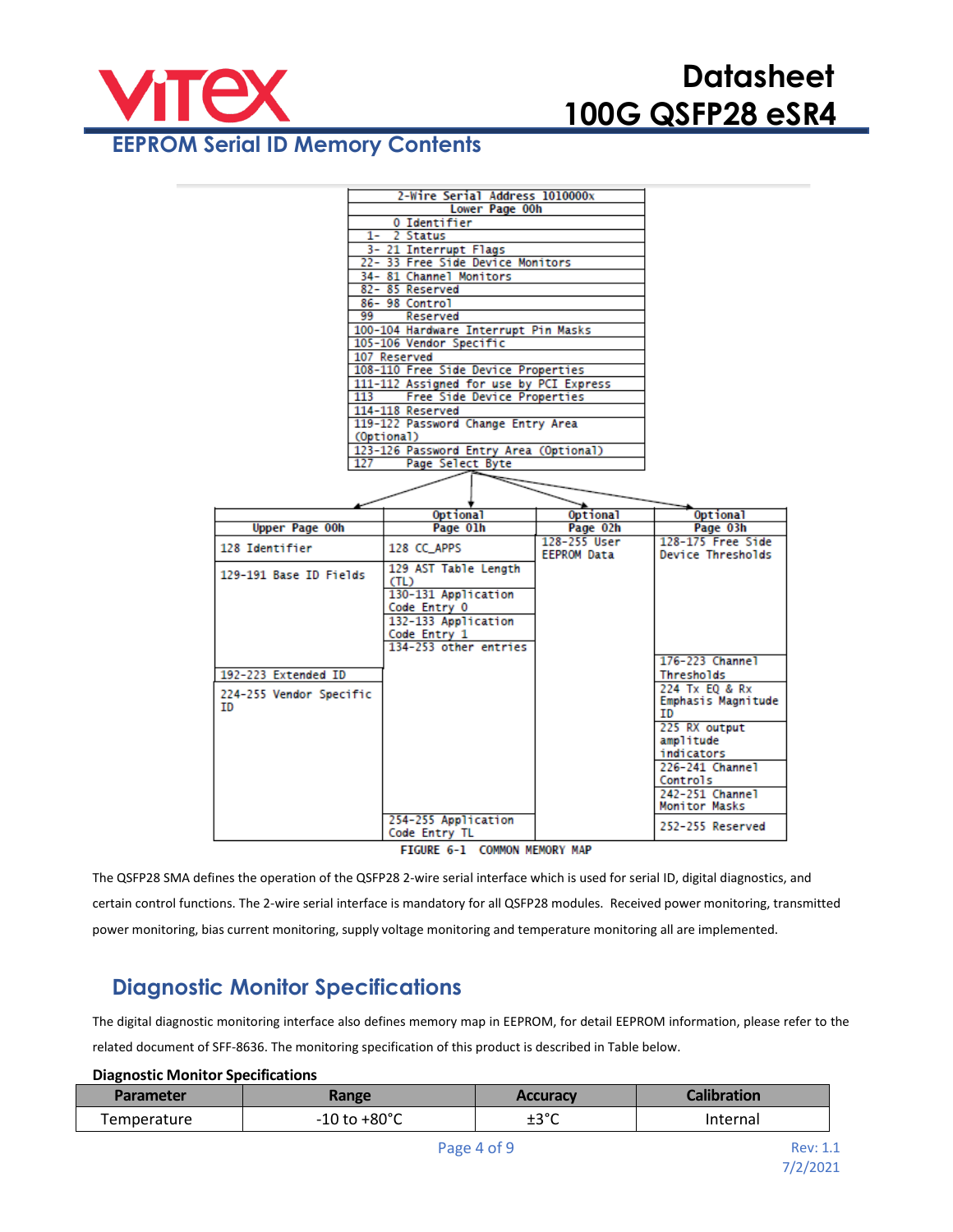## EEPROM Serial ID Memory Contents

| 2-Wire Serial Address 1010000x |
|---|
| Lower Page 00h |
| 0 Identifier |
| 1- 2 Status |
| 3- 21 Interrupt Flags |
| 22- 33 Free Side Device Monitors |
| 34- 81 Channel Monitors |
| 82- 85 Reserved |
| 86- 98 Control |
| 99 Reserved |
| 100-104 Hardware Interrupt Pin Masks |
| 105-106 Vendor Specific |
| 107 Reserved |
| 108-110 Free Side Device Properties |
| 111-112 Assigned for use by PCI Express |
| 113 Free Side Device Properties |
| 114-118 Reserved |
| 119-122 Password Change Entry Area (Optional) |
| 123-126 Password Entry Area (Optional) |
| 127 Page Select Byte |

| Upper Page 00h | Optional Page 01h | Optional Page 02h | Optional Page 03h |
|---|---|---|---|
| 128 Identifier | 128 CC_APPS | 128-255 User EEPROM Data | 128-175 Free Side Device Thresholds |
| 129-191 Base ID Fields | 129 AST Table Length (TL) | | |
| | 130-131 Application Code Entry 0 | | |
| | 132-133 Application Code Entry 1 | | |
| | 134-253 other entries | | 176-223 Channel Thresholds |
| 192-223 Extended ID | | | 224 Tx EQ & Rx Emphasis Magnitude ID |
| 224-255 Vendor Specific ID | | | 225 RX output amplitude indicators |
| | | | 226-241 Channel Controls |
| | | | 242-251 Channel Monitor Masks |
| | 254-255 Application Code Entry TL | | 252-255 Reserved |

FIGURE 6-1 COMMON MEMORY MAP

The QSFP28 SMA defines the operation of the QSFP28 2-wire serial interface which is used for serial ID, digital diagnostics, and certain control functions. The 2-wire serial interface is mandatory for all QSFP28 modules. Received power monitoring, transmitted power monitoring, bias current monitoring, supply voltage monitoring and temperature monitoring all are implemented.

## Diagnostic Monitor Specifications

The digital diagnostic monitoring interface also defines memory map in EEPROM, for detail EEPROM information, please refer to the related document of SFF-8636. The monitoring specification of this product is described in Table below.

**Diagnostic Monitor Specifications**

| Parameter | Range | Accuracy | Calibration |
|---|---|---|---|
| Temperature | -10 to +80°C | ±3°C | Internal |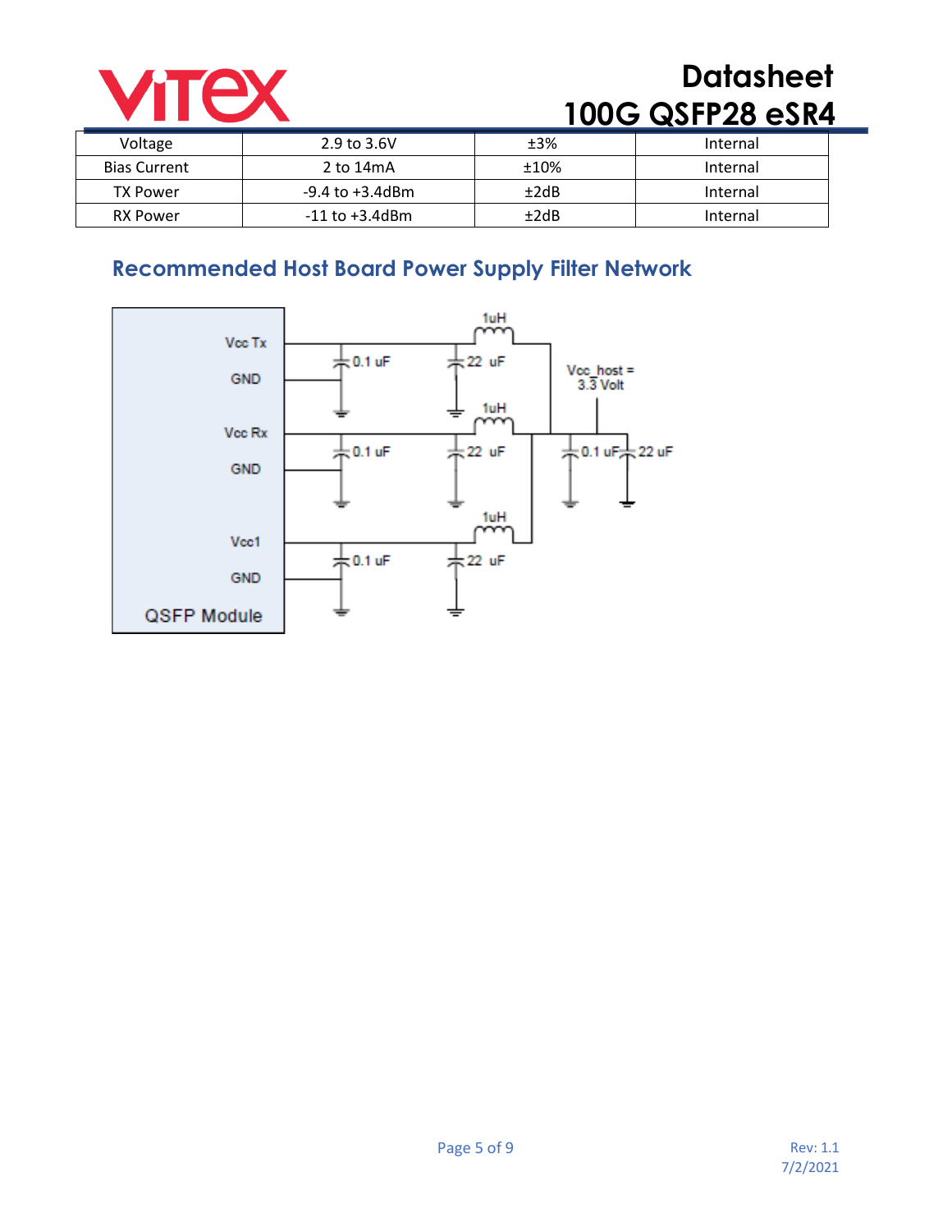| Voltage | 2.9 to 3.6V | ±3% | Internal |
|---|---|---|---|
| Bias Current | 2 to 14mA | ±10% | Internal |
| TX Power | -9.4 to +3.4dBm | ±2dB | Internal |
| RX Power | -11 to +3.4dBm | ±2dB | Internal |

## Recommended Host Board Power Supply Filter Network

Vcc Tx
GND
Vcc Rx
GND
Vcc1
GND
QSFP Module

0.1 uF
22 uF
1uH

Vcc_host = 3.3 Volt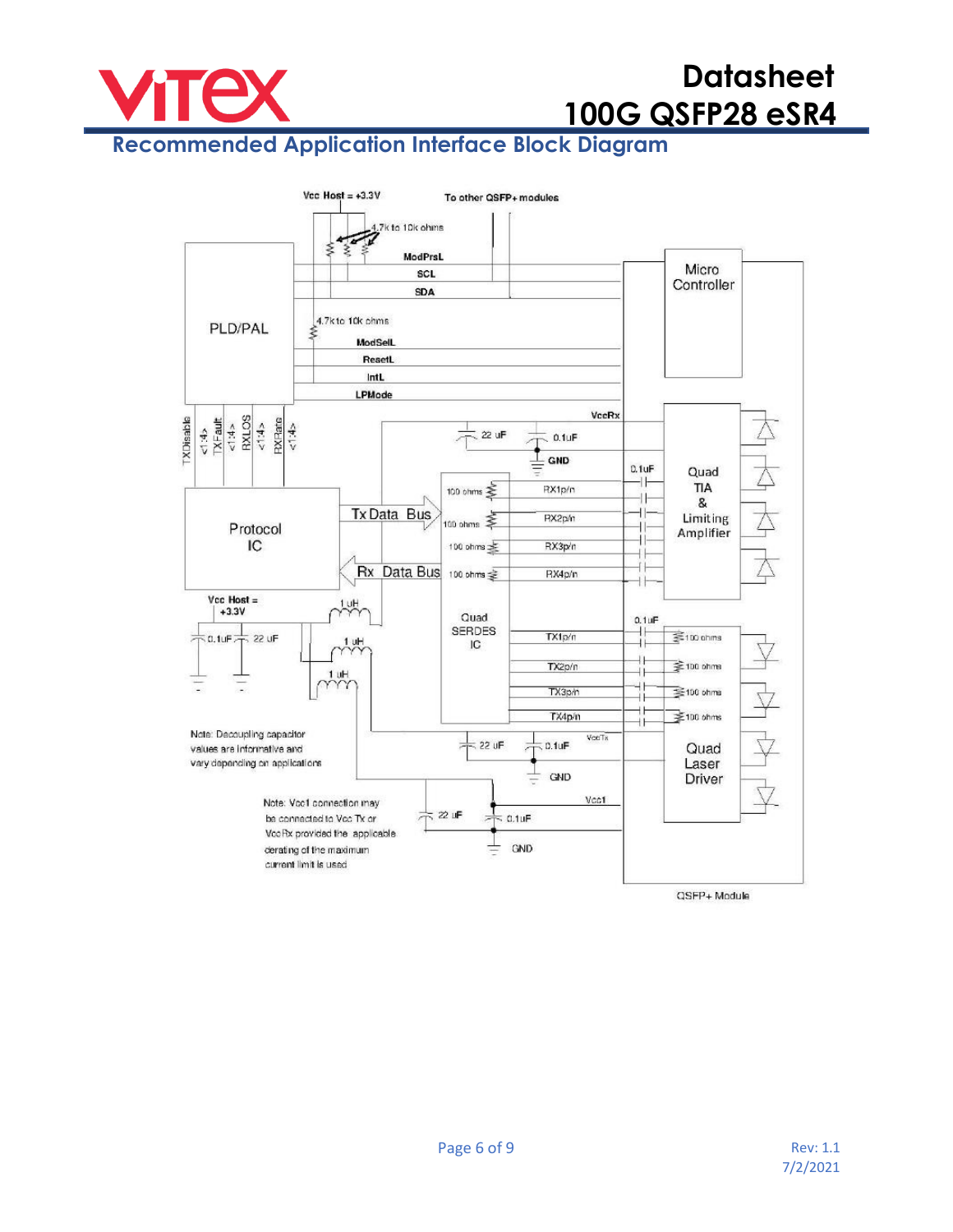## Recommended Application Interface Block Diagram

Vcc Host = +3.3V

To other QSFP+ modules

4.7k to 10k ohms

ModPrsL

SCL

SDA

PLD/PAL

4.7k to 10k ohms

ModSelL

ResetL

IntL

LPMode

Micro Controller

TXDisable <1:4>

TXFault <1:4>

RXLOS <1:4>

RXRate <1:4>

VccRx

22 uF

0.1uF

GND

0.1uF

Quad TIA & Limiting Amplifier

Protocol IC

Tx Data Bus

Rx Data Bus

100 ohms RX1p/n

100 ohms RX2p/n

100 ohms RX3p/n

100 ohms RX4p/n

Quad SERDES IC

Vcc Host = +3.3V

0.1uF 22 uF

1 uH

1 uH

1 uH

0.1uF

TX1p/n 100 ohms

TX2p/n 100 ohms

TX3p/n 100 ohms

TX4p/n 100 ohms

Note: Decoupling capacitor values are informative and vary depending on applications

VccTx

22 uF

0.1uF

GND

Quad Laser Driver

Note: Vcc1 connection may be connected to Vcc Tx or VccRx provided the applicable derating of the maximum current limit is used

Vcc1

22 uF

0.1uF

GND

QSFP+ Module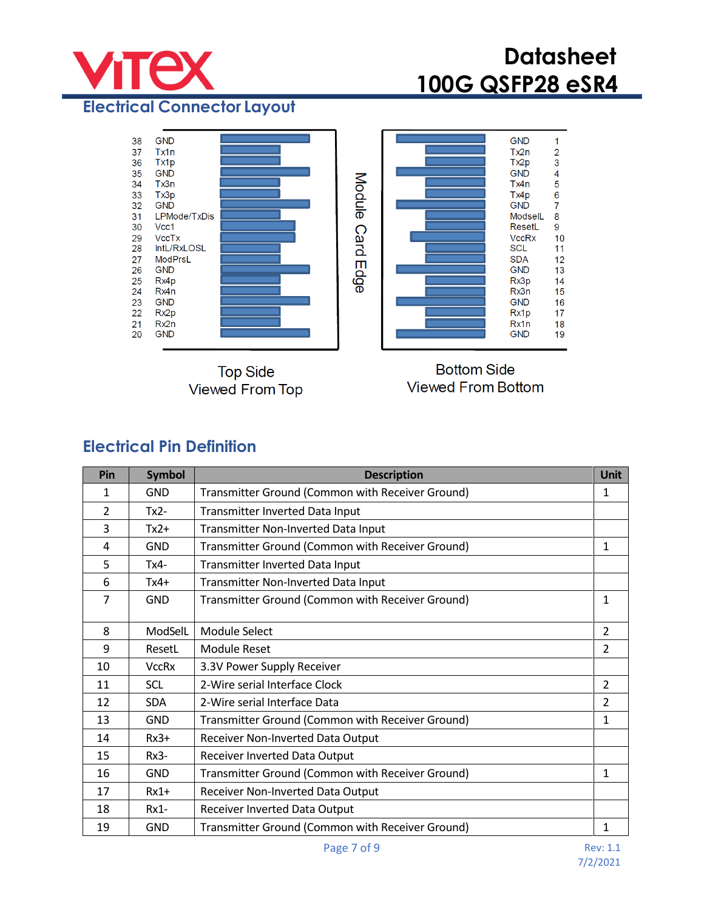## Electrical Connector Layout

| Pin | Signal (Top Side) |
|---|---|
| 38 | GND |
| 37 | Tx1n |
| 36 | Tx1p |
| 35 | GND |
| 34 | Tx3n |
| 33 | Tx3p |
| 32 | GND |
| 31 | LPMode/TxDis |
| 30 | Vcc1 |
| 29 | VccTx |
| 28 | IntL/RxLOSL |
| 27 | ModPrsL |
| 26 | GND |
| 25 | Rx4p |
| 24 | Rx4n |
| 23 | GND |
| 22 | Rx2p |
| 21 | Rx2n |
| 20 | GND |

| Signal (Bottom Side) | Pin |
|---|---|
| GND | 1 |
| Tx2n | 2 |
| Tx2p | 3 |
| GND | 4 |
| Tx4n | 5 |
| Tx4p | 6 |
| GND | 7 |
| ModselL | 8 |
| ResetL | 9 |
| VccRx | 10 |
| SCL | 11 |
| SDA | 12 |
| GND | 13 |
| Rx3p | 14 |
| Rx3n | 15 |
| GND | 16 |
| Rx1p | 17 |
| Rx1n | 18 |
| GND | 19 |

Module Card Edge

Top Side
Viewed From Top

Bottom Side
Viewed From Bottom

## Electrical Pin Definition

| Pin | Symbol | Description | Unit |
|---|---|---|---|
| 1 | GND | Transmitter Ground (Common with Receiver Ground) | 1 |
| 2 | Tx2- | Transmitter Inverted Data Input | |
| 3 | Tx2+ | Transmitter Non-Inverted Data Input | |
| 4 | GND | Transmitter Ground (Common with Receiver Ground) | 1 |
| 5 | Tx4- | Transmitter Inverted Data Input | |
| 6 | Tx4+ | Transmitter Non-Inverted Data Input | |
| 7 | GND | Transmitter Ground (Common with Receiver Ground) | 1 |
| 8 | ModSelL | Module Select | 2 |
| 9 | ResetL | Module Reset | 2 |
| 10 | VccRx | 3.3V Power Supply Receiver | |
| 11 | SCL | 2-Wire serial Interface Clock | 2 |
| 12 | SDA | 2-Wire serial Interface Data | 2 |
| 13 | GND | Transmitter Ground (Common with Receiver Ground) | 1 |
| 14 | Rx3+ | Receiver Non-Inverted Data Output | |
| 15 | Rx3- | Receiver Inverted Data Output | |
| 16 | GND | Transmitter Ground (Common with Receiver Ground) | 1 |
| 17 | Rx1+ | Receiver Non-Inverted Data Output | |
| 18 | Rx1- | Receiver Inverted Data Output | |
| 19 | GND | Transmitter Ground (Common with Receiver Ground) | 1 |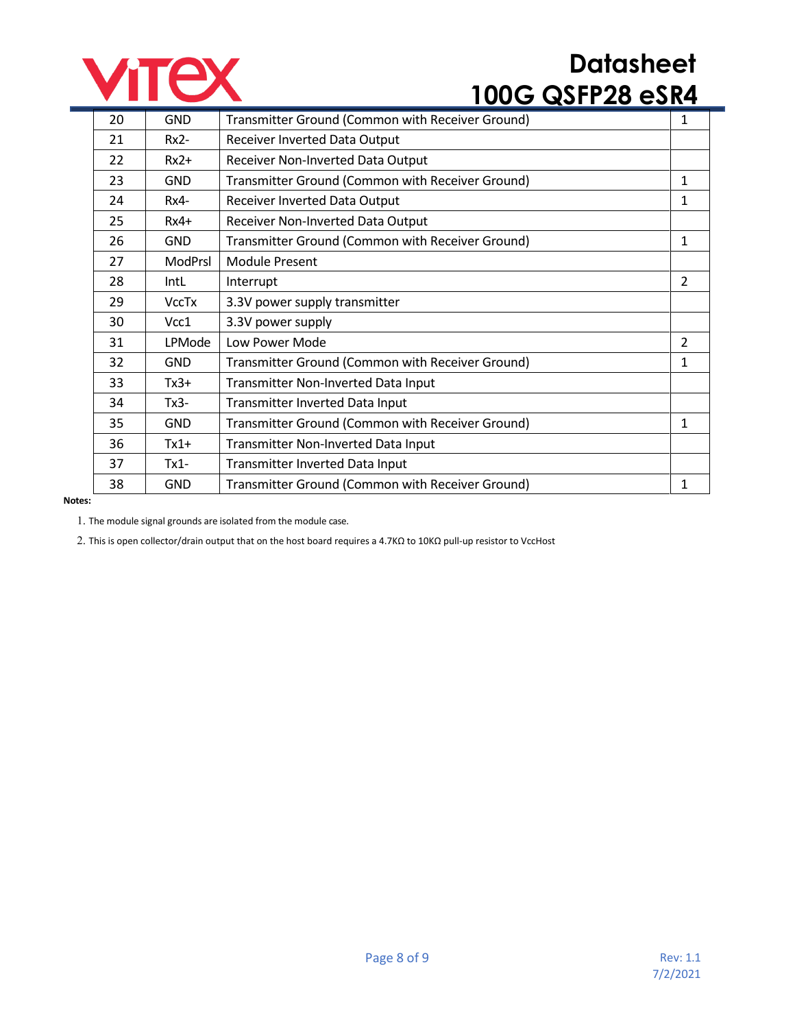| 20 | GND | Transmitter Ground (Common with Receiver Ground) | 1 |
|---|---|---|---|
| 21 | Rx2- | Receiver Inverted Data Output | |
| 22 | Rx2+ | Receiver Non-Inverted Data Output | |
| 23 | GND | Transmitter Ground (Common with Receiver Ground) | 1 |
| 24 | Rx4- | Receiver Inverted Data Output | 1 |
| 25 | Rx4+ | Receiver Non-Inverted Data Output | |
| 26 | GND | Transmitter Ground (Common with Receiver Ground) | 1 |
| 27 | ModPrsl | Module Present | |
| 28 | IntL | Interrupt | 2 |
| 29 | VccTx | 3.3V power supply transmitter | |
| 30 | Vcc1 | 3.3V power supply | |
| 31 | LPMode | Low Power Mode | 2 |
| 32 | GND | Transmitter Ground (Common with Receiver Ground) | 1 |
| 33 | Tx3+ | Transmitter Non-Inverted Data Input | |
| 34 | Tx3- | Transmitter Inverted Data Input | |
| 35 | GND | Transmitter Ground (Common with Receiver Ground) | 1 |
| 36 | Tx1+ | Transmitter Non-Inverted Data Input | |
| 37 | Tx1- | Transmitter Inverted Data Input | |
| 38 | GND | Transmitter Ground (Common with Receiver Ground) | 1 |

**Notes:**

1. The module signal grounds are isolated from the module case.
2. This is open collector/drain output that on the host board requires a 4.7KΩ to 10KΩ pull-up resistor to VccHost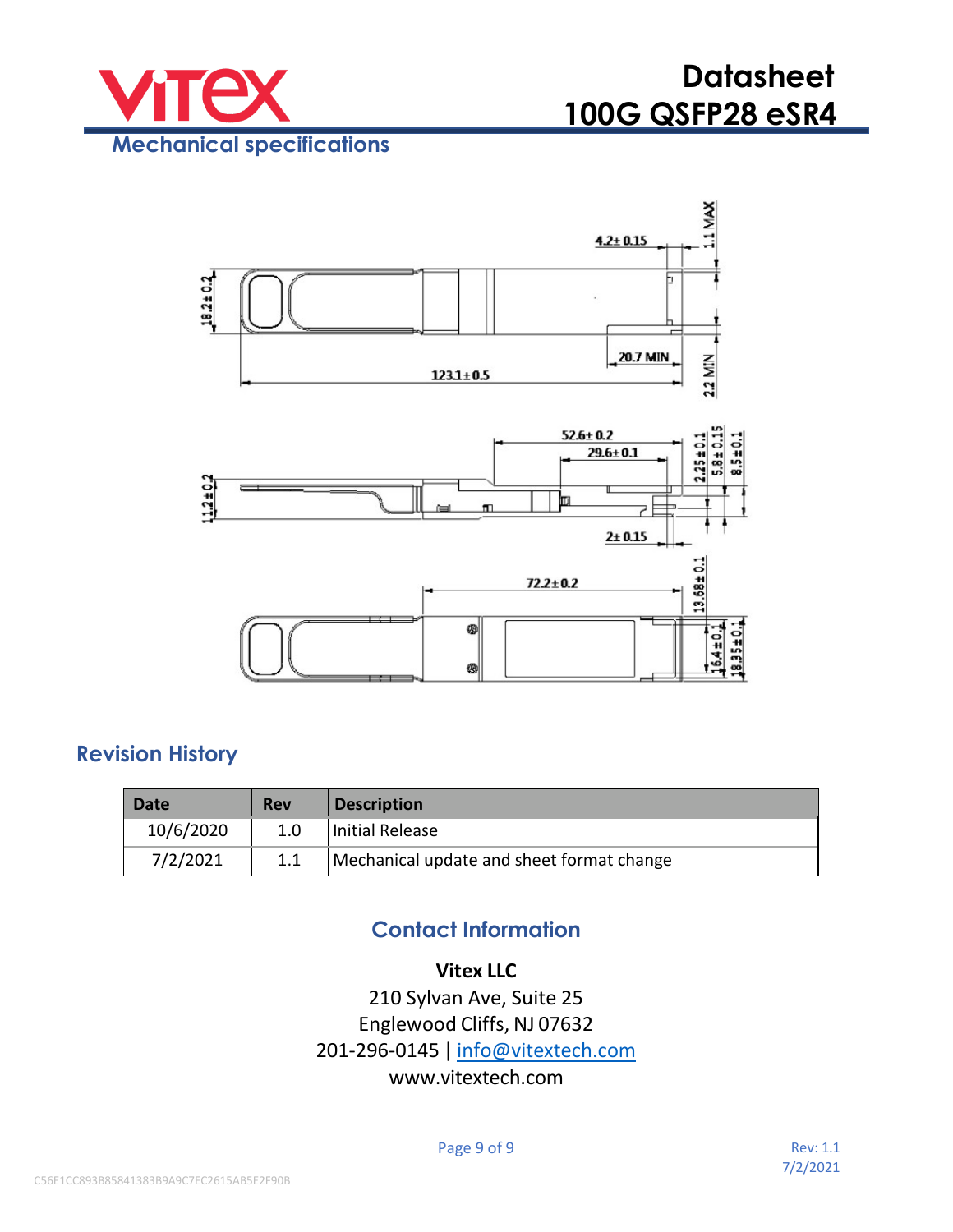## Mechanical specifications

4.2± 0.15
1.1 MAX
18.2± 0.2
20.7 MIN
123.1± 0.5
2.2 MIN
52.6± 0.2
29.6± 0.1
2.25± 0.1
5.8± 0.15
8.5± 0.1
11.2± 0.2
2± 0.15
72.2± 0.2
13.68± 0.1
16.4± 0.1
18.35± 0.1

## Revision History

| Date | Rev | Description |
|---|---|---|
| 10/6/2020 | 1.0 | Initial Release |
| 7/2/2021 | 1.1 | Mechanical update and sheet format change |

## Contact Information

**Vitex LLC**
210 Sylvan Ave, Suite 25
Englewood Cliffs, NJ 07632
201-296-0145 | info@vitextech.com
www.vitextech.com